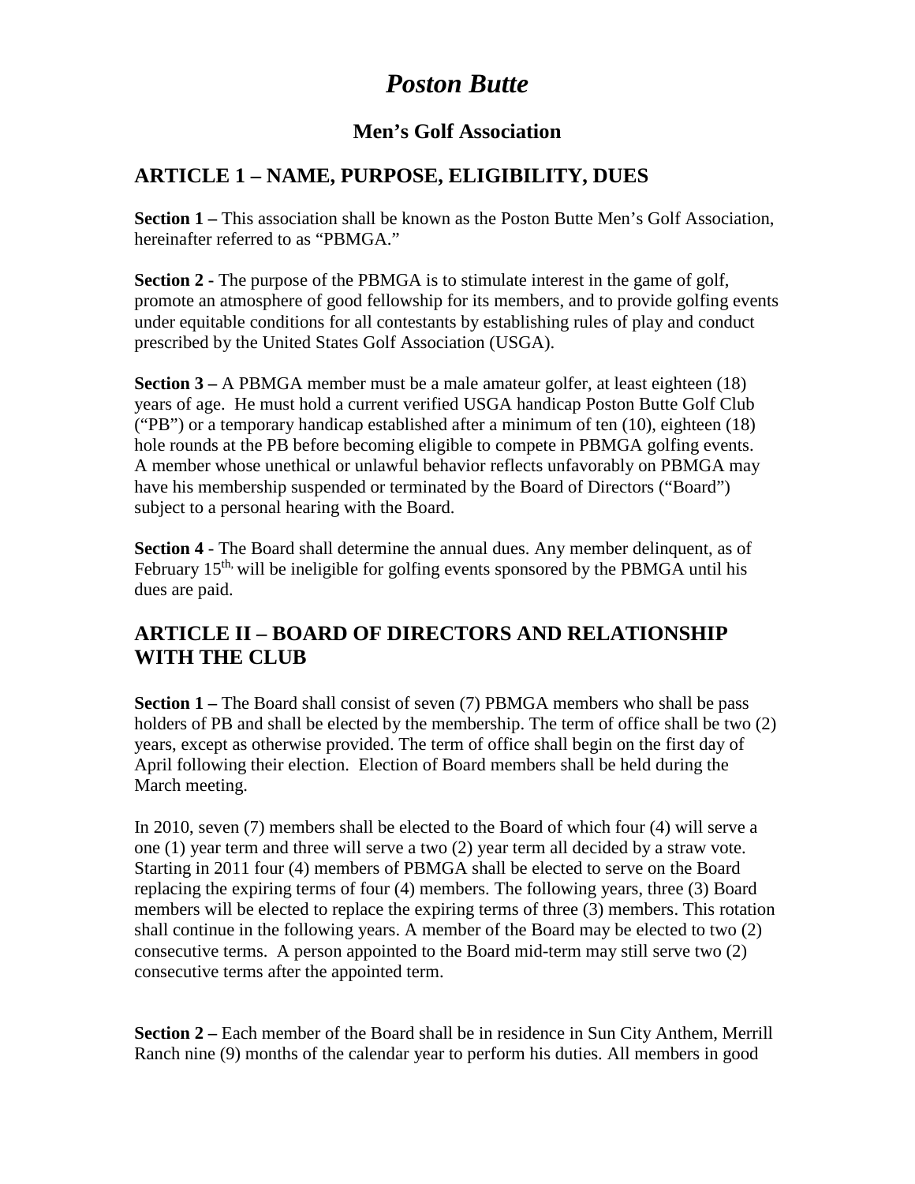# *Poston Butte*

## Men's Golf Association

## ARTICLE 1 – NAME, PURPOSE, ELIGIBILITY, DUES

**Section 1 –** This association shall be known as the Poston Butte Men's Golf Association, hereinafter referred to as "PBMGA."

**Section 2 -** The purpose of the PBMGA is to stimulate interest in the game of golf, promote an atmosphere of good fellowship for its members, and to provide golfing events under equitable conditions for all contestants by establishing rules of play and conduct prescribed by the United States Golf Association (USGA).

**Section 3 –** A PBMGA member must be a male amateur golfer, at least eighteen (18) years of age. He must hold a current verified USGA handicap Poston Butte Golf Club ("PB") or a temporary handicap established after a minimum of ten (10), eighteen (18) hole rounds at the PB before becoming eligible to compete in PBMGA golfing events. A member whose unethical or unlawful behavior reflects unfavorably on PBMGA may have his membership suspended or terminated by the Board of Directors ("Board") subject to a personal hearing with the Board.

**Section 4** - The Board shall determine the annual dues. Any member delinquent, as of February 15th, will be ineligible for golfing events sponsored by the PBMGA until his dues are paid.

## ARTICLE II – BOARD OF DIRECTORS AND RELATIONSHIP WITH THE CLUB

**Section 1 –** The Board shall consist of seven (7) PBMGA members who shall be pass holders of PB and shall be elected by the membership. The term of office shall be two (2) years, except as otherwise provided. The term of office shall begin on the first day of April following their election. Election of Board members shall be held during the March meeting.

In 2010, seven (7) members shall be elected to the Board of which four (4) will serve a one (1) year term and three will serve a two (2) year term all decided by a straw vote. Starting in 2011 four (4) members of PBMGA shall be elected to serve on the Board replacing the expiring terms of four (4) members. The following years, three (3) Board members will be elected to replace the expiring terms of three (3) members. This rotation shall continue in the following years. A member of the Board may be elected to two (2) consecutive terms. A person appointed to the Board mid-term may still serve two (2) consecutive terms after the appointed term.

**Section 2 –** Each member of the Board shall be in residence in Sun City Anthem, Merrill Ranch nine (9) months of the calendar year to perform his duties. All members in good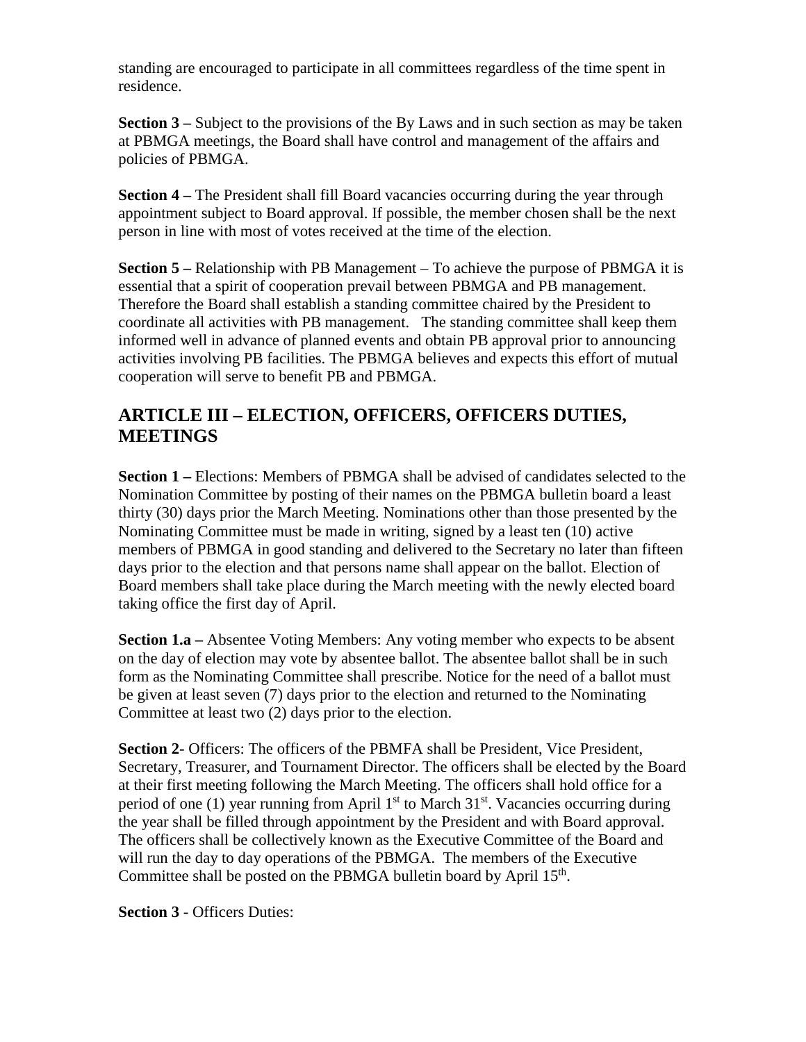standing are encouraged to participate in all committees regardless of the time spent in residence.

**Section 3 –** Subject to the provisions of the By Laws and in such section as may be taken at PBMGA meetings, the Board shall have control and management of the affairs and policies of PBMGA.

**Section 4 –** The President shall fill Board vacancies occurring during the year through appointment subject to Board approval. If possible, the member chosen shall be the next person in line with most of votes received at the time of the election.

**Section 5 –** Relationship with PB Management – To achieve the purpose of PBMGA it is essential that a spirit of cooperation prevail between PBMGA and PB management. Therefore the Board shall establish a standing committee chaired by the President to coordinate all activities with PB management. The standing committee shall keep them informed well in advance of planned events and obtain PB approval prior to announcing activities involving PB facilities. The PBMGA believes and expects this effort of mutual cooperation will serve to benefit PB and PBMGA.

## ARTICLE III – ELECTION, OFFICERS, OFFICERS DUTIES, MEETINGS

**Section 1 –** Elections: Members of PBMGA shall be advised of candidates selected to the Nomination Committee by posting of their names on the PBMGA bulletin board a least thirty (30) days prior the March Meeting. Nominations other than those presented by the Nominating Committee must be made in writing, signed by a least ten (10) active members of PBMGA in good standing and delivered to the Secretary no later than fifteen days prior to the election and that persons name shall appear on the ballot. Election of Board members shall take place during the March meeting with the newly elected board taking office the first day of April.

**Section 1.a –** Absentee Voting Members: Any voting member who expects to be absent on the day of election may vote by absentee ballot. The absentee ballot shall be in such form as the Nominating Committee shall prescribe. Notice for the need of a ballot must be given at least seven (7) days prior to the election and returned to the Nominating Committee at least two (2) days prior to the election.

**Section 2**- Officers: The officers of the PBMFA shall be President, Vice President, Secretary, Treasurer, and Tournament Director. The officers shall be elected by the Board at their first meeting following the March Meeting. The officers shall hold office for a period of one (1) year running from April 1st to March 31st. Vacancies occurring during the year shall be filled through appointment by the President and with Board approval. The officers shall be collectively known as the Executive Committee of the Board and will run the day to day operations of the PBMGA. The members of the Executive Committee shall be posted on the PBMGA bulletin board by April 15th.

**Section 3 -** Officers Duties: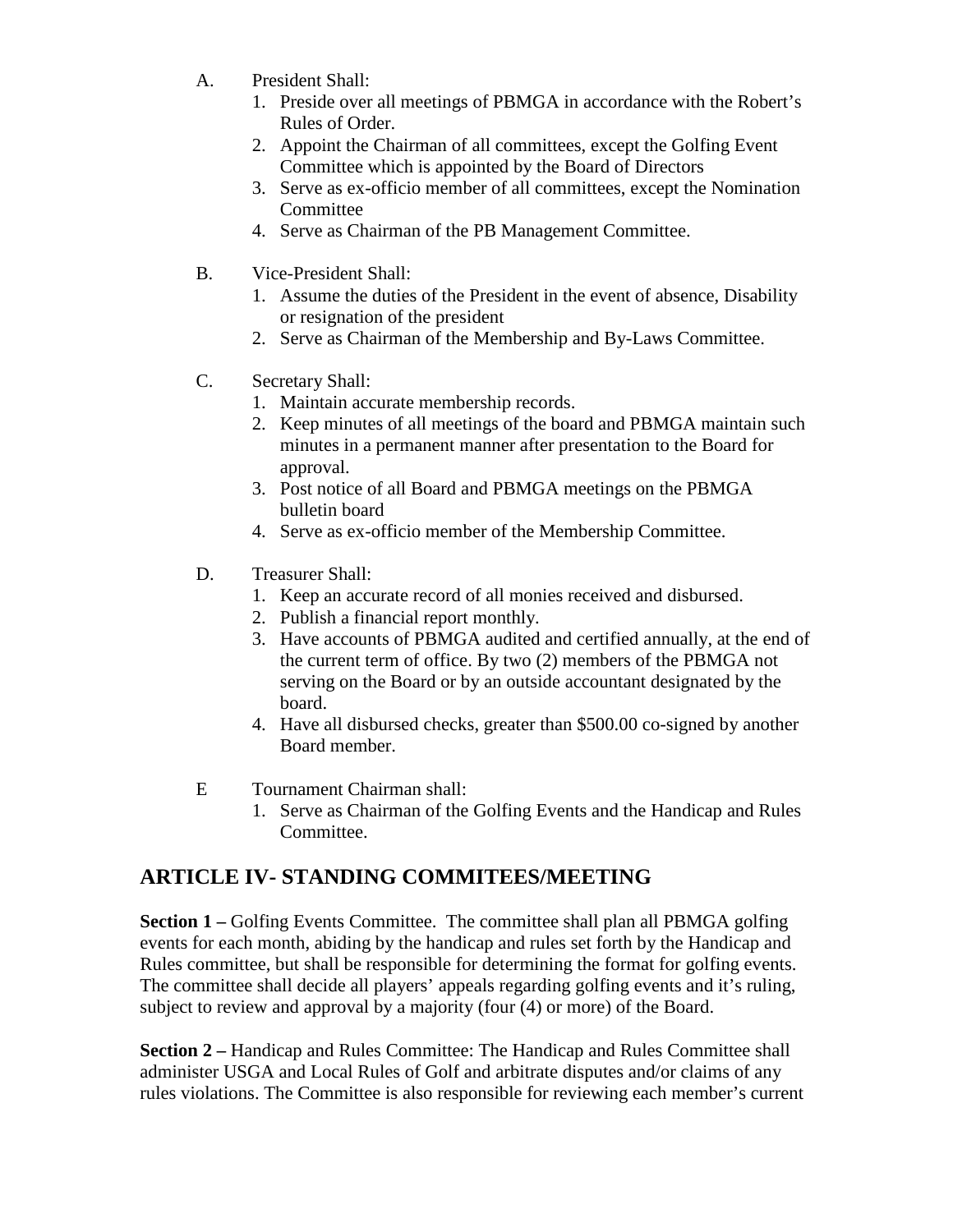A. President Shall:
   1. Preside over all meetings of PBMGA in accordance with the Robert's Rules of Order.
   2. Appoint the Chairman of all committees, except the Golfing Event Committee which is appointed by the Board of Directors
   3. Serve as ex-officio member of all committees, except the Nomination Committee
   4. Serve as Chairman of the PB Management Committee.

B. Vice-President Shall:
   1. Assume the duties of the President in the event of absence, Disability or resignation of the president
   2. Serve as Chairman of the Membership and By-Laws Committee.

C. Secretary Shall:
   1. Maintain accurate membership records.
   2. Keep minutes of all meetings of the board and PBMGA maintain such minutes in a permanent manner after presentation to the Board for approval.
   3. Post notice of all Board and PBMGA meetings on the PBMGA bulletin board
   4. Serve as ex-officio member of the Membership Committee.

D. Treasurer Shall:
   1. Keep an accurate record of all monies received and disbursed.
   2. Publish a financial report monthly.
   3. Have accounts of PBMGA audited and certified annually, at the end of the current term of office. By two (2) members of the PBMGA not serving on the Board or by an outside accountant designated by the board.
   4. Have all disbursed checks, greater than $500.00 co-signed by another Board member.

E Tournament Chairman shall:
   1. Serve as Chairman of the Golfing Events and the Handicap and Rules Committee.

## ARTICLE IV- STANDING COMMITEES/MEETING

**Section 1 –** Golfing Events Committee. The committee shall plan all PBMGA golfing events for each month, abiding by the handicap and rules set forth by the Handicap and Rules committee, but shall be responsible for determining the format for golfing events. The committee shall decide all players' appeals regarding golfing events and it's ruling, subject to review and approval by a majority (four (4) or more) of the Board.

**Section 2 –** Handicap and Rules Committee: The Handicap and Rules Committee shall administer USGA and Local Rules of Golf and arbitrate disputes and/or claims of any rules violations. The Committee is also responsible for reviewing each member's current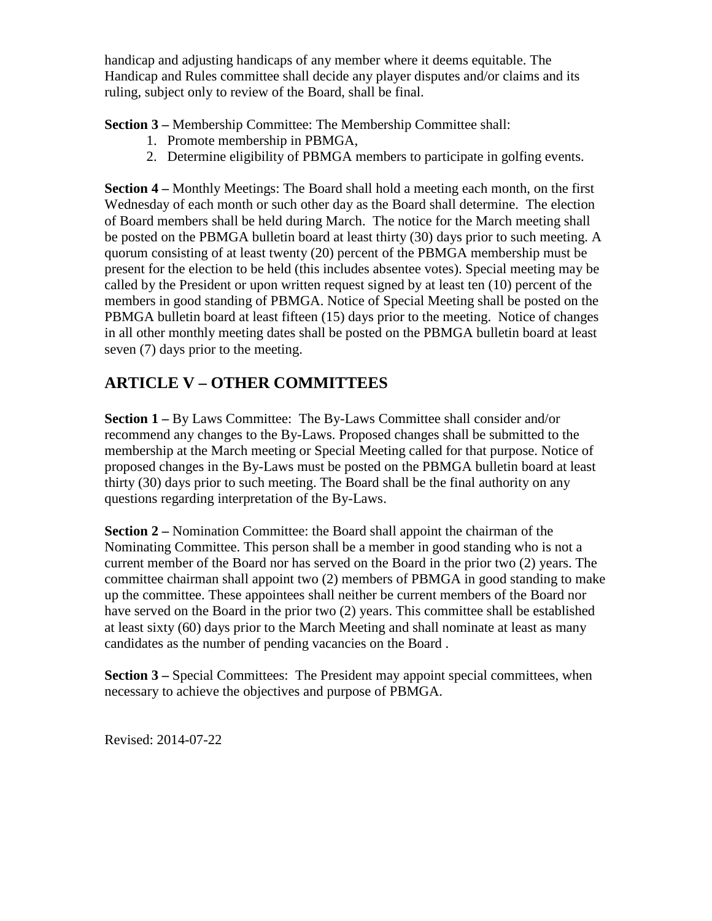handicap and adjusting handicaps of any member where it deems equitable. The Handicap and Rules committee shall decide any player disputes and/or claims and its ruling, subject only to review of the Board, shall be final.

**Section 3 –** Membership Committee: The Membership Committee shall:

1. Promote membership in PBMGA,
2. Determine eligibility of PBMGA members to participate in golfing events.

**Section 4 –** Monthly Meetings: The Board shall hold a meeting each month, on the first Wednesday of each month or such other day as the Board shall determine. The election of Board members shall be held during March. The notice for the March meeting shall be posted on the PBMGA bulletin board at least thirty (30) days prior to such meeting. A quorum consisting of at least twenty (20) percent of the PBMGA membership must be present for the election to be held (this includes absentee votes). Special meeting may be called by the President or upon written request signed by at least ten (10) percent of the members in good standing of PBMGA. Notice of Special Meeting shall be posted on the PBMGA bulletin board at least fifteen (15) days prior to the meeting. Notice of changes in all other monthly meeting dates shall be posted on the PBMGA bulletin board at least seven (7) days prior to the meeting.

## ARTICLE V – OTHER COMMITTEES

**Section 1 –** By Laws Committee: The By-Laws Committee shall consider and/or recommend any changes to the By-Laws. Proposed changes shall be submitted to the membership at the March meeting or Special Meeting called for that purpose. Notice of proposed changes in the By-Laws must be posted on the PBMGA bulletin board at least thirty (30) days prior to such meeting. The Board shall be the final authority on any questions regarding interpretation of the By-Laws.

**Section 2 –** Nomination Committee: the Board shall appoint the chairman of the Nominating Committee. This person shall be a member in good standing who is not a current member of the Board nor has served on the Board in the prior two (2) years. The committee chairman shall appoint two (2) members of PBMGA in good standing to make up the committee. These appointees shall neither be current members of the Board nor have served on the Board in the prior two (2) years. This committee shall be established at least sixty (60) days prior to the March Meeting and shall nominate at least as many candidates as the number of pending vacancies on the Board .

**Section 3 –** Special Committees: The President may appoint special committees, when necessary to achieve the objectives and purpose of PBMGA.

Revised: 2014-07-22